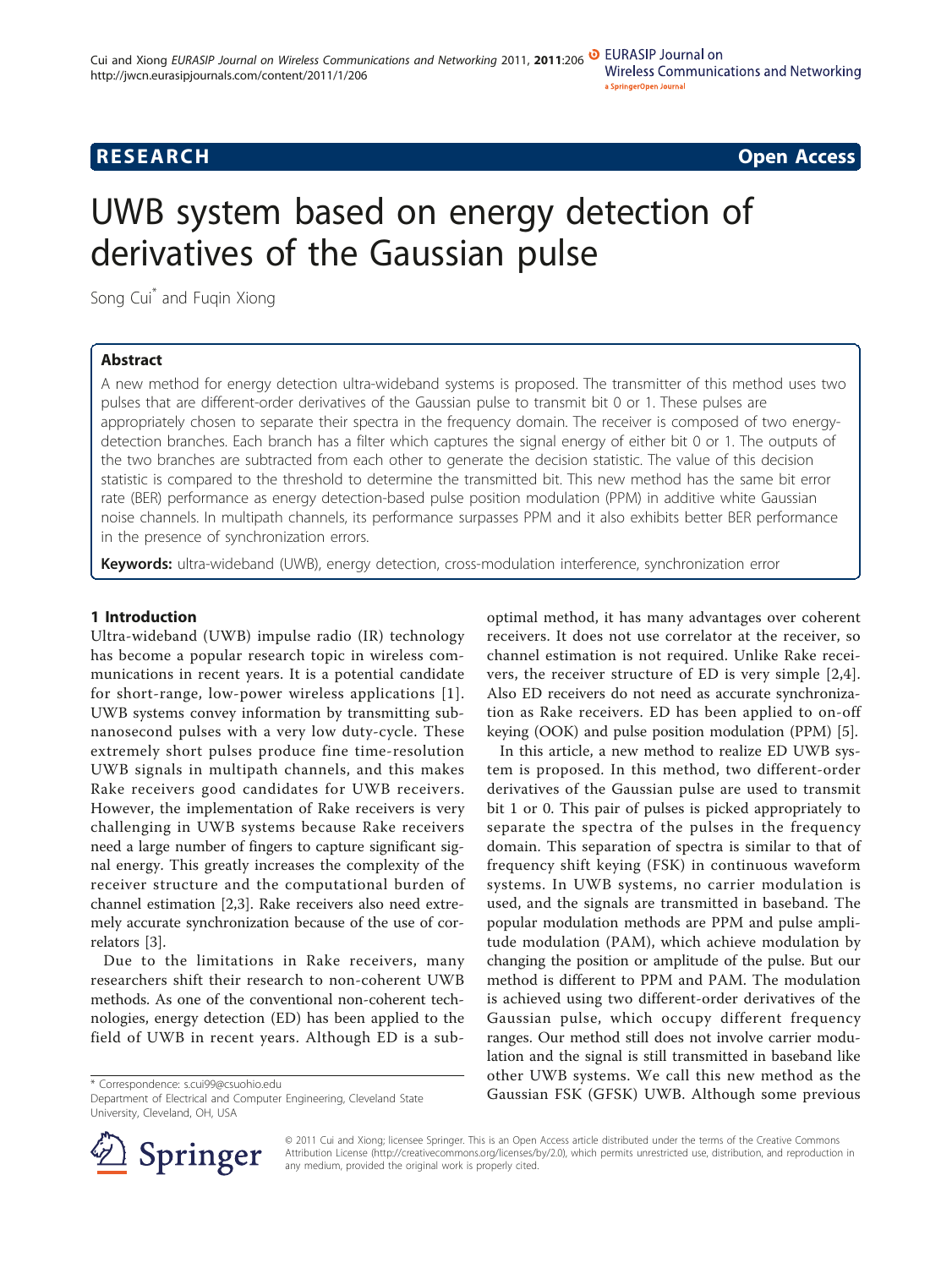RESEARCH Open Access

# UWB system based on energy detection of derivatives of the Gaussian pulse

Song Cui* and Fuqin Xiong

## Abstract

A new method for energy detection ultra-wideband systems is proposed. The transmitter of this method uses two pulses that are different-order derivatives of the Gaussian pulse to transmit bit 0 or 1. These pulses are appropriately chosen to separate their spectra in the frequency domain. The receiver is composed of two energy-detection branches. Each branch has a filter which captures the signal energy of either bit 0 or 1. The outputs of the two branches are subtracted from each other to generate the decision statistic. The value of this decision statistic is compared to the threshold to determine the transmitted bit. This new method has the same bit error rate (BER) performance as energy detection-based pulse position modulation (PPM) in additive white Gaussian noise channels. In multipath channels, its performance surpasses PPM and it also exhibits better BER performance in the presence of synchronization errors.

**Keywords:** ultra-wideband (UWB), energy detection, cross-modulation interference, synchronization error

## 1 Introduction

Ultra-wideband (UWB) impulse radio (IR) technology has become a popular research topic in wireless communications in recent years. It is a potential candidate for short-range, low-power wireless applications [1]. UWB systems convey information by transmitting subnanosecond pulses with a very low duty-cycle. These extremely short pulses produce fine time-resolution UWB signals in multipath channels, and this makes Rake receivers good candidates for UWB receivers. However, the implementation of Rake receivers is very challenging in UWB systems because Rake receivers need a large number of fingers to capture significant signal energy. This greatly increases the complexity of the receiver structure and the computational burden of channel estimation [2,3]. Rake receivers also need extremely accurate synchronization because of the use of correlators [3].

Due to the limitations in Rake receivers, many researchers shift their research to non-coherent UWB methods. As one of the conventional non-coherent technologies, energy detection (ED) has been applied to the field of UWB in recent years. Although ED is a sub-optimal method, it has many advantages over coherent receivers. It does not use correlator at the receiver, so channel estimation is not required. Unlike Rake receivers, the receiver structure of ED is very simple [2,4]. Also ED receivers do not need as accurate synchronization as Rake receivers. ED has been applied to on-off keying (OOK) and pulse position modulation (PPM) [5].

In this article, a new method to realize ED UWB system is proposed. In this method, two different-order derivatives of the Gaussian pulse are used to transmit bit 1 or 0. This pair of pulses is picked appropriately to separate the spectra of the pulses in the frequency domain. This separation of spectra is similar to that of frequency shift keying (FSK) in continuous waveform systems. In UWB systems, no carrier modulation is used, and the signals are transmitted in baseband. The popular modulation methods are PPM and pulse amplitude modulation (PAM), which achieve modulation by changing the position or amplitude of the pulse. But our method is different to PPM and PAM. The modulation is achieved using two different-order derivatives of the Gaussian pulse, which occupy different frequency ranges. Our method still does not involve carrier modulation and the signal is still transmitted in baseband like other UWB systems. We call this new method as the Gaussian FSK (GFSK) UWB. Although some previous

\* Correspondence: s.cui99@csuohio.edu
Department of Electrical and Computer Engineering, Cleveland State University, Cleveland, OH, USA

© 2011 Cui and Xiong; licensee Springer. This is an Open Access article distributed under the terms of the Creative Commons Attribution License (http://creativecommons.org/licenses/by/2.0), which permits unrestricted use, distribution, and reproduction in any medium, provided the original work is properly cited.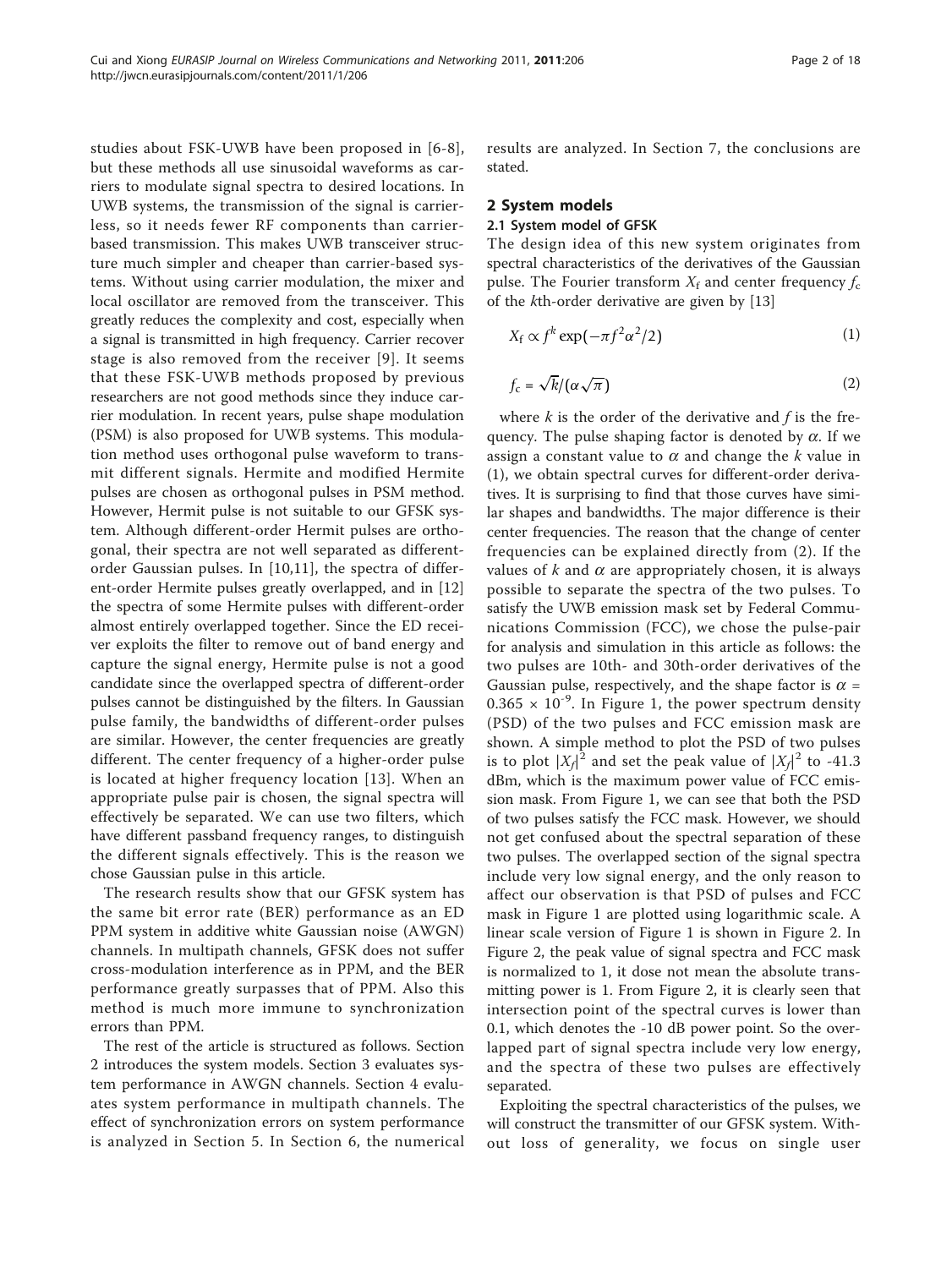studies about FSK-UWB have been proposed in [6-8], but these methods all use sinusoidal waveforms as carriers to modulate signal spectra to desired locations. In UWB systems, the transmission of the signal is carrierless, so it needs fewer RF components than carrier-based transmission. This makes UWB transceiver structure much simpler and cheaper than carrier-based systems. Without using carrier modulation, the mixer and local oscillator are removed from the transceiver. This greatly reduces the complexity and cost, especially when a signal is transmitted in high frequency. Carrier recover stage is also removed from the receiver [9]. It seems that these FSK-UWB methods proposed by previous researchers are not good methods since they induce carrier modulation. In recent years, pulse shape modulation (PSM) is also proposed for UWB systems. This modulation method uses orthogonal pulse waveform to transmit different signals. Hermite and modified Hermite pulses are chosen as orthogonal pulses in PSM method. However, Hermit pulse is not suitable to our GFSK system. Although different-order Hermit pulses are orthogonal, their spectra are not well separated as different-order Gaussian pulses. In [10,11], the spectra of different-order Hermite pulses greatly overlapped, and in [12] the spectra of some Hermite pulses with different-order almost entirely overlapped together. Since the ED receiver exploits the filter to remove out of band energy and capture the signal energy, Hermite pulse is not a good candidate since the overlapped spectra of different-order pulses cannot be distinguished by the filters. In Gaussian pulse family, the bandwidths of different-order pulses are similar. However, the center frequencies are greatly different. The center frequency of a higher-order pulse is located at higher frequency location [13]. When an appropriate pulse pair is chosen, the signal spectra will effectively be separated. We can use two filters, which have different passband frequency ranges, to distinguish the different signals effectively. This is the reason we chose Gaussian pulse in this article.

The research results show that our GFSK system has the same bit error rate (BER) performance as an ED PPM system in additive white Gaussian noise (AWGN) channels. In multipath channels, GFSK does not suffer cross-modulation interference as in PPM, and the BER performance greatly surpasses that of PPM. Also this method is much more immune to synchronization errors than PPM.

The rest of the article is structured as follows. Section 2 introduces the system models. Section 3 evaluates system performance in AWGN channels. Section 4 evaluates system performance in multipath channels. The effect of synchronization errors on system performance is analyzed in Section 5. In Section 6, the numerical results are analyzed. In Section 7, the conclusions are stated.

## 2 System models

### 2.1 System model of GFSK

The design idea of this new system originates from spectral characteristics of the derivatives of the Gaussian pulse. The Fourier transform $X_f$ and center frequency $f_c$ of the $k$th-order derivative are given by [13]

$$X_f \propto f^k \exp(-\pi f^2 \alpha^2 / 2) \tag{1}$$

$$f_c = \sqrt{k} / (\alpha \sqrt{\pi}) \tag{2}$$

where $k$ is the order of the derivative and $f$ is the frequency. The pulse shaping factor is denoted by $\alpha$. If we assign a constant value to $\alpha$ and change the $k$ value in (1), we obtain spectral curves for different-order derivatives. It is surprising to find that those curves have similar shapes and bandwidths. The major difference is their center frequencies. The reason that the change of center frequencies can be explained directly from (2). If the values of $k$ and $\alpha$ are appropriately chosen, it is always possible to separate the spectra of the two pulses. To satisfy the UWB emission mask set by Federal Communications Commission (FCC), we chose the pulse-pair for analysis and simulation in this article as follows: the two pulses are 10th- and 30th-order derivatives of the Gaussian pulse, respectively, and the shape factor is $\alpha = 0.365 \times 10^{-9}$. In Figure 1, the power spectrum density (PSD) of the two pulses and FCC emission mask are shown. A simple method to plot the PSD of two pulses is to plot $|X_f|^2$ and set the peak value of $|X_f|^2$ to -41.3 dBm, which is the maximum power value of FCC emission mask. From Figure 1, we can see that both the PSD of two pulses satisfy the FCC mask. However, we should not get confused about the spectral separation of these two pulses. The overlapped section of the signal spectra include very low signal energy, and the only reason to affect our observation is that PSD of pulses and FCC mask in Figure 1 are plotted using logarithmic scale. A linear scale version of Figure 1 is shown in Figure 2. In Figure 2, the peak value of signal spectra and FCC mask is normalized to 1, it dose not mean the absolute transmitting power is 1. From Figure 2, it is clearly seen that intersection point of the spectral curves is lower than 0.1, which denotes the -10 dB power point. So the overlapped part of signal spectra include very low energy, and the spectra of these two pulses are effectively separated.

Exploiting the spectral characteristics of the pulses, we will construct the transmitter of our GFSK system. Without loss of generality, we focus on single user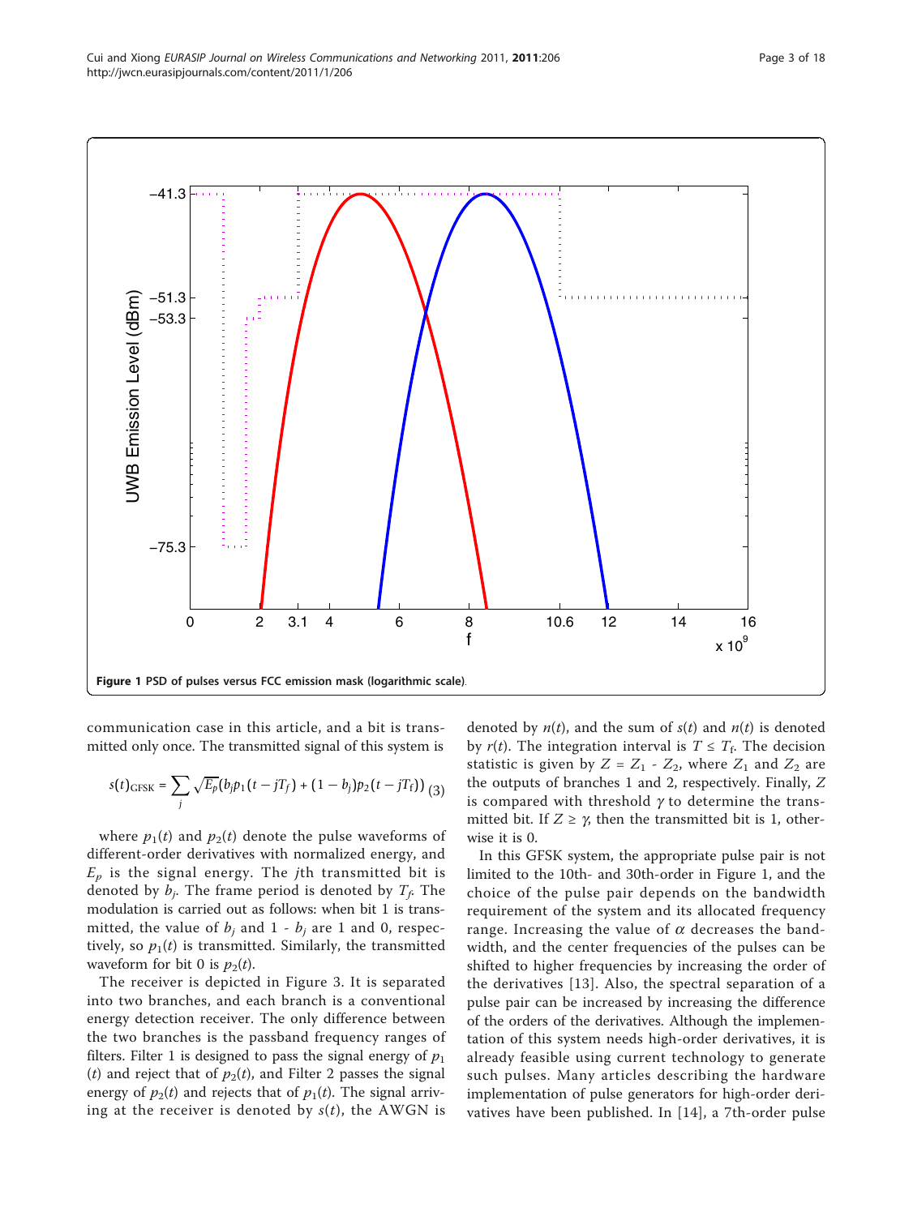Figure 1 PSD of pulses versus FCC emission mask (logarithmic scale).

communication case in this article, and a bit is transmitted only once. The transmitted signal of this system is

$$s(t)_{\text{GFSK}} = \sum_j \sqrt{E_p}(b_j p_1(t - jT_f) + (1 - b_j)p_2(t - jT_f)) \quad (3)$$

where $p_1(t)$ and $p_2(t)$ denote the pulse waveforms of different-order derivatives with normalized energy, and $E_p$ is the signal energy. The $j$th transmitted bit is denoted by $b_j$. The frame period is denoted by $T_f$. The modulation is carried out as follows: when bit 1 is transmitted, the value of $b_j$ and $1 - b_j$ are 1 and 0, respectively, so $p_1(t)$ is transmitted. Similarly, the transmitted waveform for bit 0 is $p_2(t)$.

The receiver is depicted in Figure 3. It is separated into two branches, and each branch is a conventional energy detection receiver. The only difference between the two branches is the passband frequency ranges of filters. Filter 1 is designed to pass the signal energy of $p_1(t)$ and reject that of $p_2(t)$, and Filter 2 passes the signal energy of $p_2(t)$ and rejects that of $p_1(t)$. The signal arriving at the receiver is denoted by $s(t)$, the AWGN is denoted by $n(t)$, and the sum of $s(t)$ and $n(t)$ is denoted by $r(t)$. The integration interval is $T \leq T_f$. The decision statistic is given by $Z = Z_1 - Z_2$, where $Z_1$ and $Z_2$ are the outputs of branches 1 and 2, respectively. Finally, $Z$ is compared with threshold $\gamma$ to determine the transmitted bit. If $Z \geq \gamma$, then the transmitted bit is 1, otherwise it is 0.

In this GFSK system, the appropriate pulse pair is not limited to the 10th- and 30th-order in Figure 1, and the choice of the pulse pair depends on the bandwidth requirement of the system and its allocated frequency range. Increasing the value of $\alpha$ decreases the bandwidth, and the center frequencies of the pulses can be shifted to higher frequencies by increasing the order of the derivatives [13]. Also, the spectral separation of a pulse pair can be increased by increasing the difference of the orders of the derivatives. Although the implementation of this system needs high-order derivatives, it is already feasible using current technology to generate such pulses. Many articles describing the hardware implementation of pulse generators for high-order derivatives have been published. In [14], a 7th-order pulse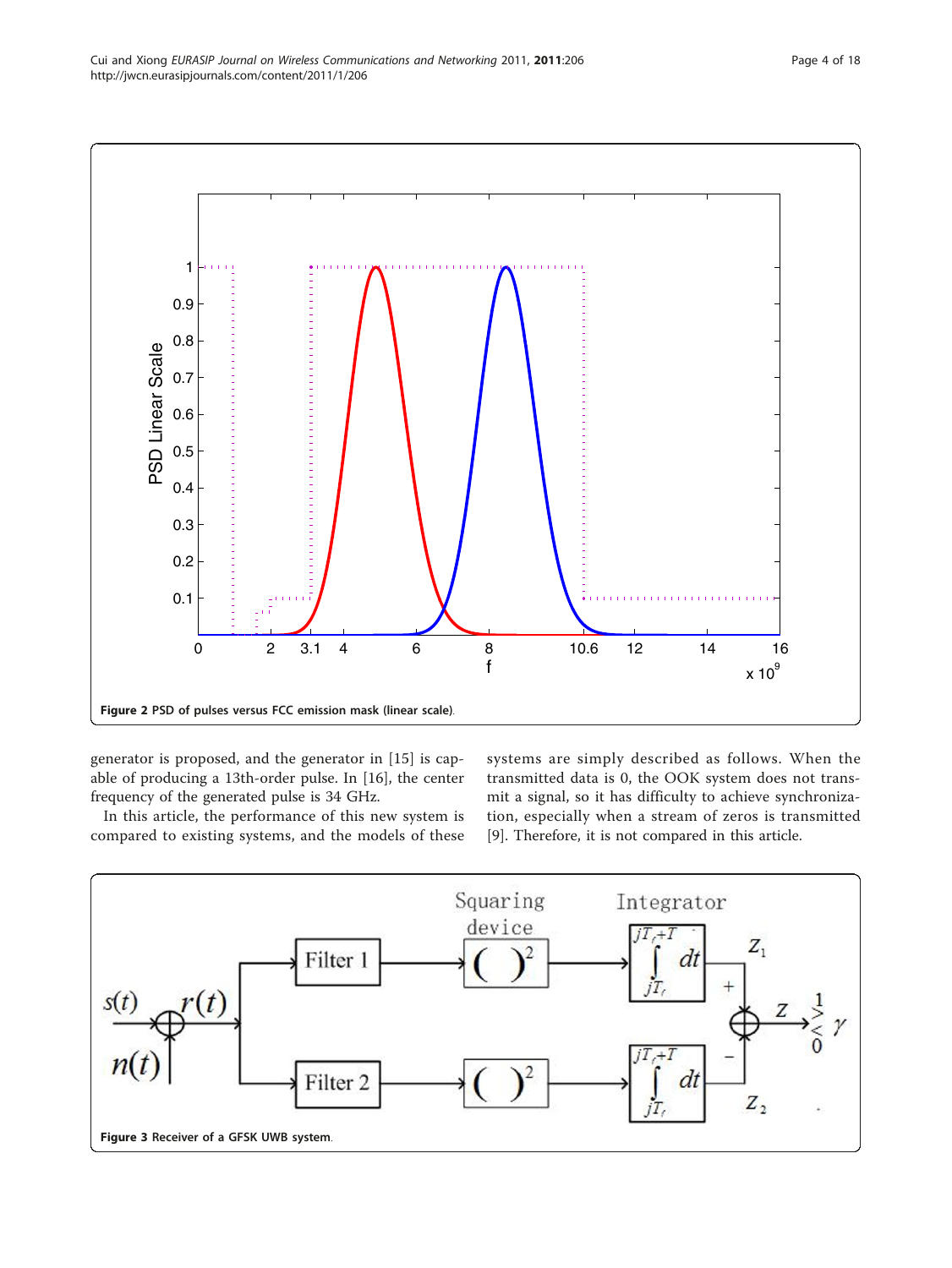**Figure 2** PSD of pulses versus FCC emission mask (linear scale).

generator is proposed, and the generator in [15] is capable of producing a 13th-order pulse. In [16], the center frequency of the generated pulse is 34 GHz.

In this article, the performance of this new system is compared to existing systems, and the models of these systems are simply described as follows. When the transmitted data is 0, the OOK system does not transmit a signal, so it has difficulty to achieve synchronization, especially when a stream of zeros is transmitted [9]. Therefore, it is not compared in this article.

**Figure 3** Receiver of a GFSK UWB system.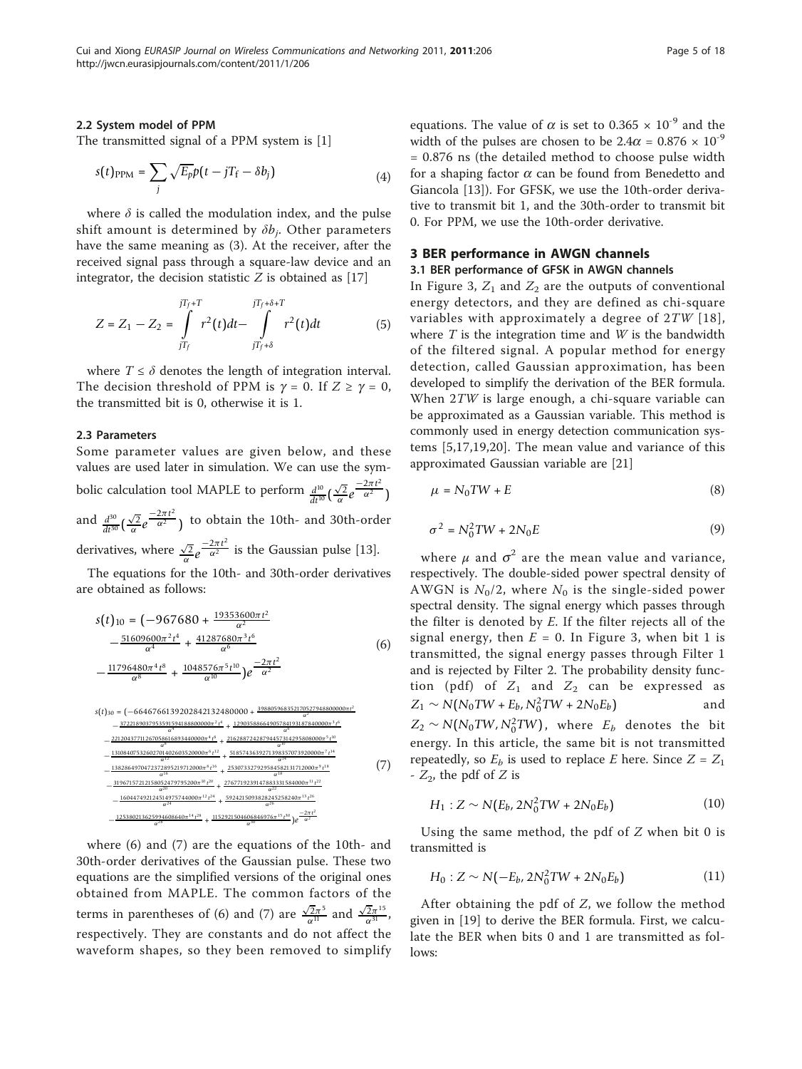### 2.2 System model of PPM

The transmitted signal of a PPM system is [1]

$$s(t)_{\text{PPM}} = \sum_j \sqrt{E_p}\, p(t - jT_f - \delta b_j) \tag{4}$$

where $\delta$ is called the modulation index, and the pulse shift amount is determined by $\delta b_j$. Other parameters have the same meaning as (3). At the receiver, after the received signal pass through a square-law device and an integrator, the decision statistic $Z$ is obtained as [17]

$$Z = Z_1 - Z_2 = \int_{jT_f}^{jT_f+T} r^2(t)dt - \int_{jT_f+\delta}^{jT_f+\delta+T} r^2(t)dt \tag{5}$$

where $T \le \delta$ denotes the length of integration interval. The decision threshold of PPM is $\gamma = 0$. If $Z \ge \gamma = 0$, the transmitted bit is 0, otherwise it is 1.

### 2.3 Parameters

Some parameter values are given below, and these values are used later in simulation. We can use the symbolic calculation tool MAPLE to perform $\frac{d^{10}}{dt^{10}}(\frac{\sqrt{2}}{\alpha}e^{\frac{-2\pi t^2}{\alpha^2}})$ and $\frac{d^{30}}{dt^{30}}(\frac{\sqrt{2}}{\alpha}e^{\frac{-2\pi t^2}{\alpha^2}})$ to obtain the 10th- and 30th-order derivatives, where $\frac{\sqrt{2}}{\alpha}e^{\frac{-2\pi t^2}{\alpha^2}}$ is the Gaussian pulse [13].

The equations for the 10th- and 30th-order derivatives are obtained as follows:

$$\begin{aligned} s(t)_{10} = (&-967680 + \tfrac{19353600\pi t^2}{\alpha^2} \\ &- \tfrac{51609600\pi^2 t^4}{\alpha^4} + \tfrac{41287680\pi^3 t^6}{\alpha^6} \\ &- \tfrac{11796480\pi^4 t^8}{\alpha^8} + \tfrac{1048576\pi^5 t^{10}}{\alpha^{10}})e^{\frac{-2\pi t^2}{\alpha^2}} \end{aligned} \tag{6}$$

$$\begin{aligned} s(t)_{30} = (&-6646766139202842132480000 + \tfrac{398805968352170527948800000\pi t^2}{\alpha^2} \\ &- \tfrac{3722189037953591594188800000\pi^2 t^4}{\alpha^4} + \tfrac{12903588664905784193187840000\pi^3 t^6}{\alpha^6} \\ &- \tfrac{22120437711267058616893440000\pi^4 t^8}{\alpha^8} + \tfrac{21628872428794457314295808000\pi^5 t^{10}}{\alpha^{10}} \\ &- \tfrac{13108407532602701402603520000\pi^6 t^{12}}{\alpha^{12}} + \tfrac{5185743639271398357073920000\pi^7 t^{14}}{\alpha^{14}} \\ &- \tfrac{1382864970472372895219712000\pi^8 t^{16}}{\alpha^{16}} + \tfrac{253073327929584582131712000\pi^9 t^{18}}{\alpha^{18}} \\ &- \tfrac{31967157212158052479795200\pi^{10} t^{20}}{\alpha^{20}} + \tfrac{2767719239147883315840000\pi^{11} t^{22}}{\alpha^{22}} \\ &- \tfrac{160447492124514975744000\pi^{12} t^{24}}{\alpha^{24}} + \tfrac{5924215093828245258240\pi^{13} t^{26}}{\alpha^{26}} \\ &- \tfrac{125380213625994608640\pi^{14} t^{28}}{\alpha^{28}} + \tfrac{1152921504606846976\pi^{15} t^{30}}{\alpha^{30}})e^{\frac{-2\pi t^2}{\alpha^2}} \end{aligned} \tag{7}$$

where (6) and (7) are the equations of the 10th- and 30th-order derivatives of the Gaussian pulse. These two equations are the simplified versions of the original ones obtained from MAPLE. The common factors of the terms in parentheses of (6) and (7) are $\frac{\sqrt{2}\pi^5}{\alpha^{11}}$ and $\frac{\sqrt{2}\pi^{15}}{\alpha^{31}}$, respectively. They are constants and do not affect the waveform shapes, so they been removed to simplify equations. The value of $\alpha$ is set to $0.365 \times 10^{-9}$ and the width of the pulses are chosen to be $2.4\alpha = 0.876 \times 10^{-9} = 0.876$ ns (the detailed method to choose pulse width for a shaping factor $\alpha$ can be found from Benedetto and Giancola [13]). For GFSK, we use the 10th-order derivative to transmit bit 1, and the 30th-order to transmit bit 0. For PPM, we use the 10th-order derivative.

## 3 BER performance in AWGN channels

### 3.1 BER performance of GFSK in AWGN channels

In Figure 3, $Z_1$ and $Z_2$ are the outputs of conventional energy detectors, and they are defined as chi-square variables with approximately a degree of $2TW$ [18], where $T$ is the integration time and $W$ is the bandwidth of the filtered signal. A popular method for energy detection, called Gaussian approximation, has been developed to simplify the derivation of the BER formula. When $2TW$ is large enough, a chi-square variable can be approximated as a Gaussian variable. This method is commonly used in energy detection communication systems [5,17,19,20]. The mean value and variance of this approximated Gaussian variable are [21]

$$\mu = N_0 TW + E \tag{8}$$

$$\sigma^2 = N_0^2 TW + 2N_0 E \tag{9}$$

where $\mu$ and $\sigma^2$ are the mean value and variance, respectively. The double-sided power spectral density of AWGN is $N_0/2$, where $N_0$ is the single-sided power spectral density. The signal energy which passes through the filter is denoted by $E$. If the filter rejects all of the signal energy, then $E = 0$. In Figure 3, when bit 1 is transmitted, the signal energy passes through Filter 1 and is rejected by Filter 2. The probability density function (pdf) of $Z_1$ and $Z_2$ can be expressed as $Z_1 \sim N(N_0TW + E_b, N_0^2TW + 2N_0E_b)$ and $Z_2 \sim N(N_0TW, N_0^2TW)$, where $E_b$ denotes the bit energy. In this article, the same bit is not transmitted repeatedly, so $E_b$ is used to replace $E$ here. Since $Z = Z_1 - Z_2$, the pdf of $Z$ is

$$H_1 : Z \sim N(E_b, 2N_0^2TW + 2N_0E_b) \tag{10}$$

Using the same method, the pdf of $Z$ when bit 0 is transmitted is

$$H_0 : Z \sim N(-E_b, 2N_0^2TW + 2N_0E_b) \tag{11}$$

After obtaining the pdf of $Z$, we follow the method given in [19] to derive the BER formula. First, we calculate the BER when bits 0 and 1 are transmitted as follows: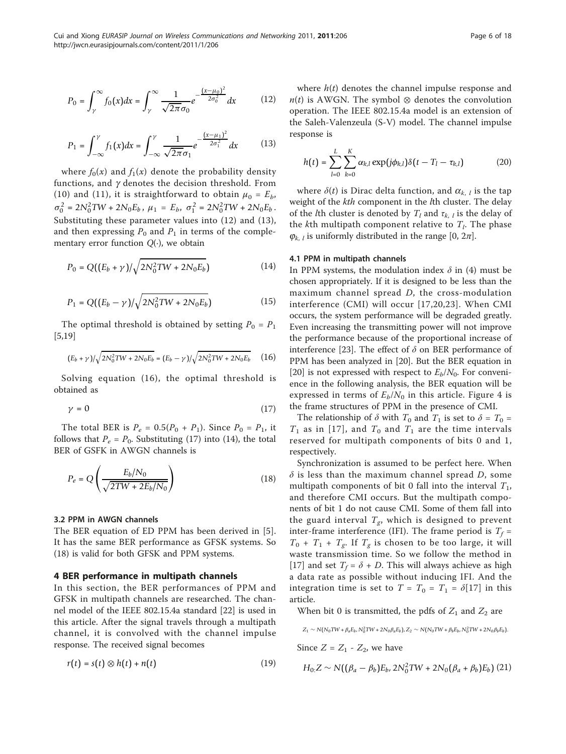$$P_0 = \int_{\gamma}^{\infty} f_0(x)dx = \int_{\gamma}^{\infty} \frac{1}{\sqrt{2\pi}\sigma_0} e^{-\frac{(x-\mu_0)^2}{2\sigma_0^2}} dx \tag{12}$$

$$P_1 = \int_{-\infty}^{\gamma} f_1(x)dx = \int_{-\infty}^{\gamma} \frac{1}{\sqrt{2\pi}\sigma_1} e^{-\frac{(x-\mu_1)^2}{2\sigma_1^2}} dx \tag{13}$$

where $f_0(x)$ and $f_1(x)$ denote the probability density functions, and $\gamma$ denotes the decision threshold. From (10) and (11), it is straightforward to obtain $\mu_0 = E_b$, $\sigma_0^2 = 2N_0^2TW + 2N_0E_b$, $\mu_1 = E_b$, $\sigma_1^2 = 2N_0^2TW + 2N_0E_b$. Substituting these parameter values into (12) and (13), and then expressing $P_0$ and $P_1$ in terms of the complementary error function $Q(\cdot)$, we obtain

$$P_0 = Q((E_b + \gamma)/\sqrt{2N_0^2TW + 2N_0E_b}) \tag{14}$$

$$P_1 = Q((E_b - \gamma)/\sqrt{2N_0^2TW + 2N_0E_b}) \tag{15}$$

The optimal threshold is obtained by setting $P_0 = P_1$ [5,19]

$$(E_b + \gamma)/\sqrt{2N_0^2TW + 2N_0E_b} = (E_b - \gamma)/\sqrt{2N_0^2TW + 2N_0E_b} \tag{16}$$

Solving equation (16), the optimal threshold is obtained as

$$\gamma = 0 \tag{17}$$

The total BER is $P_e = 0.5(P_0 + P_1)$. Since $P_0 = P_1$, it follows that $P_e = P_0$. Substituting (17) into (14), the total BER of GSFK in AWGN channels is

$$P_e = Q\left(\frac{E_b/N_0}{\sqrt{2TW + 2E_b/N_0}}\right) \tag{18}$$

### 3.2 PPM in AWGN channels

The BER equation of ED PPM has been derived in [5]. It has the same BER performance as GFSK systems. So (18) is valid for both GFSK and PPM systems.

## 4 BER performance in multipath channels

In this section, the BER performances of PPM and GFSK in multipath channels are researched. The channel model of the IEEE 802.15.4a standard [22] is used in this article. After the signal travels through a multipath channel, it is convolved with the channel impulse response. The received signal becomes

$$r(t) = s(t) \otimes h(t) + n(t) \tag{19}$$

where $h(t)$ denotes the channel impulse response and $n(t)$ is AWGN. The symbol $\otimes$ denotes the convolution operation. The IEEE 802.15.4a model is an extension of the Saleh-Valenzeula (S-V) model. The channel impulse response is

$$h(t) = \sum_{l=0}^{L} \sum_{k=0}^{K} \alpha_{k,l} \exp(j\phi_{k,l}) \delta(t - T_l - \tau_{k,l}) \tag{20}$$

where $\delta(t)$ is Dirac delta function, and $\alpha_{k,\,l}$ is the tap weight of the $kth$ component in the $l$th cluster. The delay of the $l$th cluster is denoted by $T_l$ and $\tau_{k,\,l}$ is the delay of the $k$th multipath component relative to $T_l$. The phase $\varphi_{k,\,l}$ is uniformly distributed in the range $[0, 2\pi]$.

### 4.1 PPM in multipath channels

In PPM systems, the modulation index $\delta$ in (4) must be chosen appropriately. If it is designed to be less than the maximum channel spread $D$, the cross-modulation interference (CMI) will occur [17,20,23]. When CMI occurs, the system performance will be degraded greatly. Even increasing the transmitting power will not improve the performance because of the proportional increase of interference [23]. The effect of $\delta$ on BER performance of PPM has been analyzed in [20]. But the BER equation in [20] is not expressed with respect to $E_b/N_0$. For convenience in the following analysis, the BER equation will be expressed in terms of $E_b/N_0$ in this article. Figure 4 is the frame structures of PPM in the presence of CMI.

The relationship of $\delta$ with $T_0$ and $T_1$ is set to $\delta = T_0 = T_1$ as in [17], and $T_0$ and $T_1$ are the time intervals reserved for multipath components of bits 0 and 1, respectively.

Synchronization is assumed to be perfect here. When $\delta$ is less than the maximum channel spread $D$, some multipath components of bit 0 fall into the interval $T_1$, and therefore CMI occurs. But the multipath components of bit 1 do not cause CMI. Some of them fall into the guard interval $T_g$, which is designed to prevent inter-frame interference (IFI). The frame period is $T_f = T_0 + T_1 + T_g$. If $T_g$ is chosen to be too large, it will waste transmission time. So we follow the method in [17] and set $T_f = \delta + D$. This will always achieve as high a data rate as possible without inducing IFI. And the integration time is set to $T = T_0 = T_1 = \delta$[17] in this article.

When bit 0 is transmitted, the pdfs of $Z_1$ and $Z_2$ are

$$Z_1 \sim N(N_0TW + \beta_aE_b, N_0^2TW + 2N_0\beta_aE_b), Z_2 \sim N(N_0TW + \beta_bE_b, N_0^2TW + 2N_0\beta_bE_b).$$

Since $Z = Z_1 - Z_2$, we have

$$H_0{:}Z \sim N((\beta_a - \beta_b)E_b, 2N_0^2TW + 2N_0(\beta_a + \beta_b)E_b) \tag{21}$$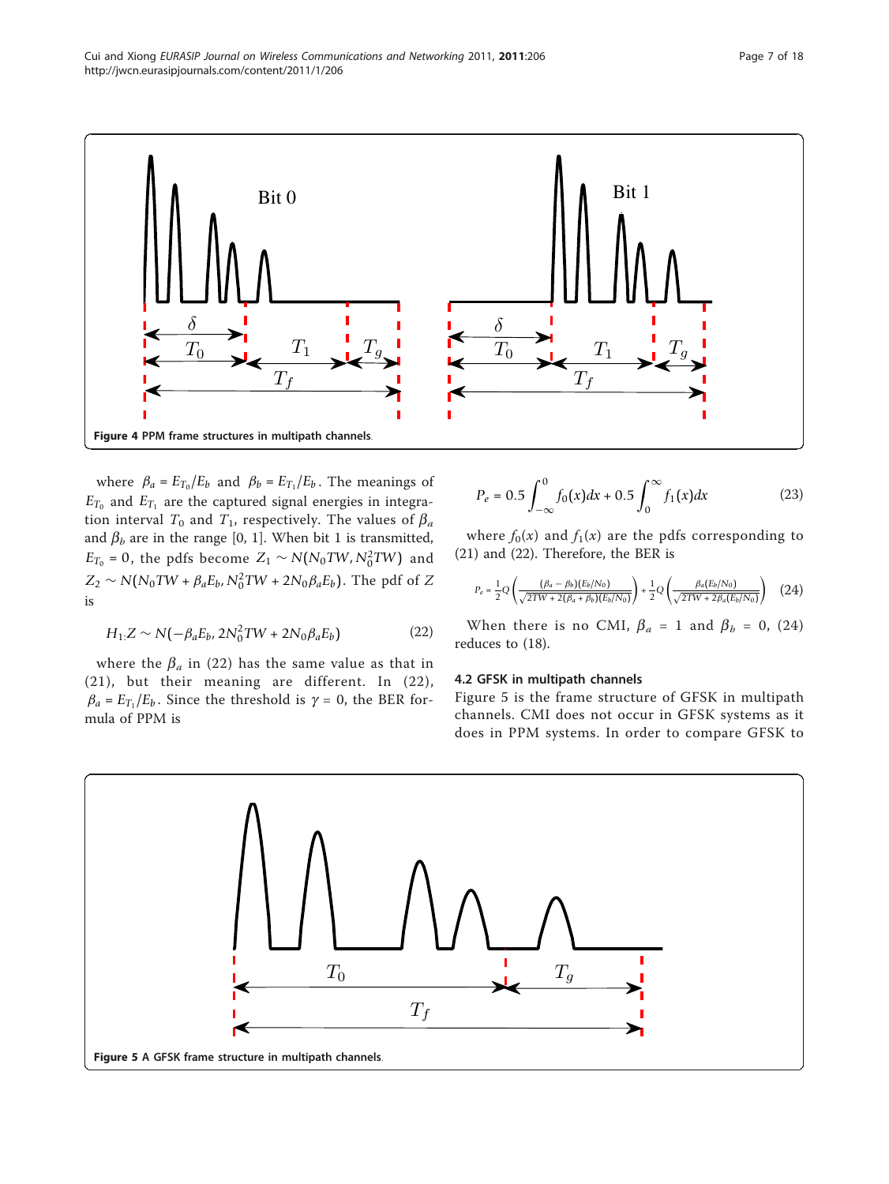**Figure 4** PPM frame structures in multipath channels.

where $\beta_a = E_{T_0}/E_b$ and $\beta_b = E_{T_1}/E_b$. The meanings of $E_{T_0}$ and $E_{T_1}$ are the captured signal energies in integration interval $T_0$ and $T_1$, respectively. The values of $\beta_a$ and $\beta_b$ are in the range [0, 1]. When bit 1 is transmitted, $E_{T_0} = 0$, the pdfs become $Z_1 \sim N(N_0TW, N_0^2TW)$ and $Z_2 \sim N(N_0TW + \beta_a E_b, N_0^2TW + 2N_0\beta_a E_b)$. The pdf of $Z$ is

$$H_1 {:} Z \sim N(-\beta_a E_b, 2N_0^2TW + 2N_0\beta_a E_b) \tag{22}$$

where the $\beta_a$ in (22) has the same value as that in (21), but their meaning are different. In (22), $\beta_a = E_{T_1}/E_b$. Since the threshold is $\gamma = 0$, the BER formula of PPM is

$$P_e = 0.5\int_{-\infty}^{0} f_0(x)dx + 0.5\int_{0}^{\infty} f_1(x)dx \tag{23}$$

where $f_0(x)$ and $f_1(x)$ are the pdfs corresponding to (21) and (22). Therefore, the BER is

$$P_e = \frac{1}{2}Q\left(\frac{(\beta_a - \beta_b)(E_b/N_0)}{\sqrt{2TW + 2(\beta_a + \beta_b)(E_b/N_0)}}\right) + \frac{1}{2}Q\left(\frac{\beta_a(E_b/N_0)}{\sqrt{2TW + 2\beta_a(E_b/N_0)}}\right) \tag{24}$$

When there is no CMI, $\beta_a = 1$ and $\beta_b = 0$, (24) reduces to (18).

### 4.2 GFSK in multipath channels

Figure 5 is the frame structure of GFSK in multipath channels. CMI does not occur in GFSK systems as it does in PPM systems. In order to compare GFSK to

**Figure 5** A GFSK frame structure in multipath channels.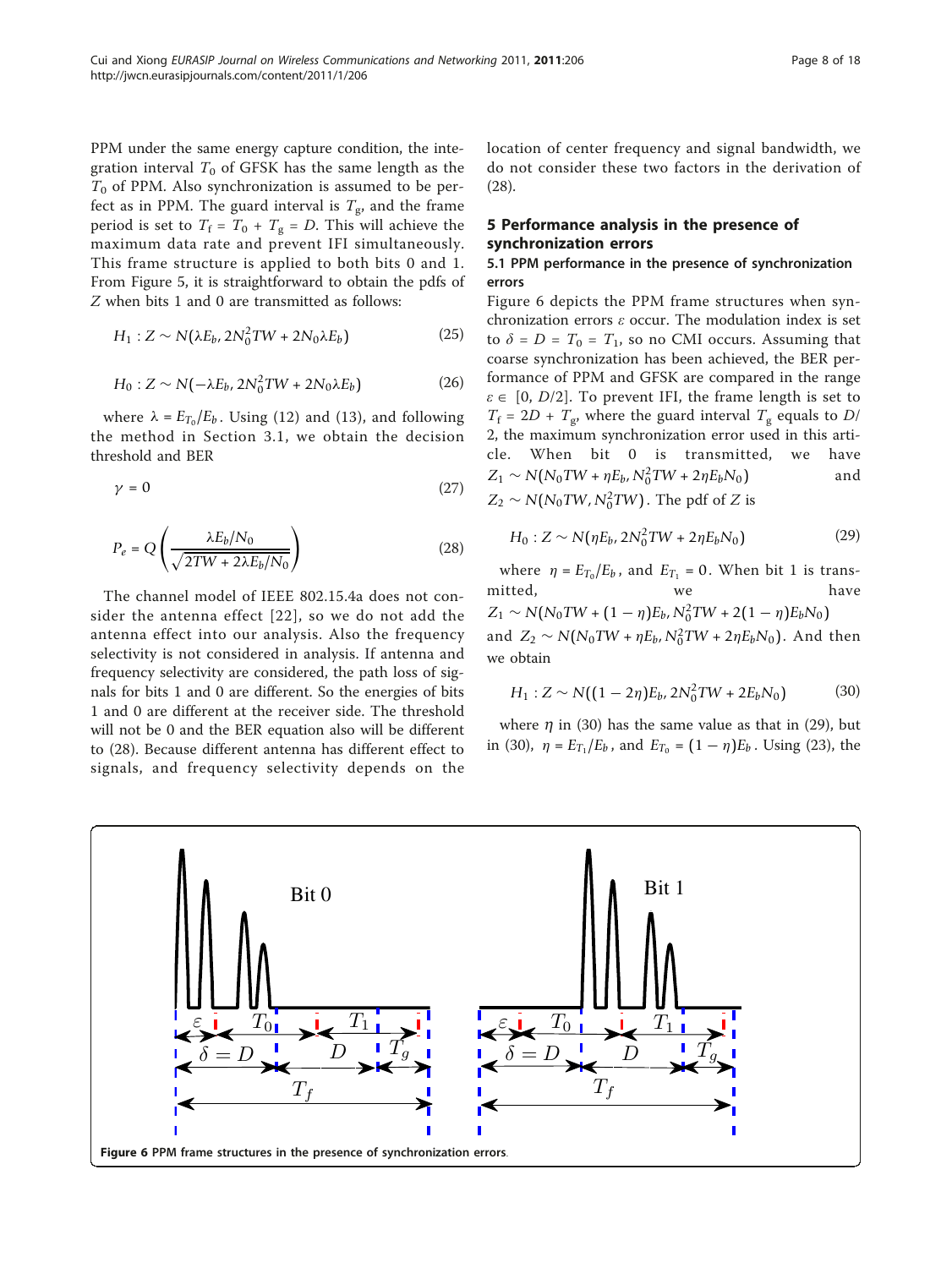PPM under the same energy capture condition, the integration interval $T_0$ of GFSK has the same length as the $T_0$ of PPM. Also synchronization is assumed to be perfect as in PPM. The guard interval is $T_g$, and the frame period is set to $T_f = T_0 + T_g = D$. This will achieve the maximum data rate and prevent IFI simultaneously. This frame structure is applied to both bits 0 and 1. From Figure 5, it is straightforward to obtain the pdfs of $Z$ when bits 1 and 0 are transmitted as follows:

$$H_1 : Z \sim N(\lambda E_b, 2N_0^2 TW + 2N_0 \lambda E_b) \tag{25}$$

$$H_0 : Z \sim N(-\lambda E_b, 2N_0^2 TW + 2N_0 \lambda E_b) \tag{26}$$

where $\lambda = E_{T_0}/E_b$. Using (12) and (13), and following the method in Section 3.1, we obtain the decision threshold and BER

$$\gamma = 0 \tag{27}$$

$$P_e = Q\left(\frac{\lambda E_b/N_0}{\sqrt{2TW + 2\lambda E_b/N_0}}\right) \tag{28}$$

The channel model of IEEE 802.15.4a does not consider the antenna effect [22], so we do not add the antenna effect into our analysis. Also the frequency selectivity is not considered in analysis. If antenna and frequency selectivity are considered, the path loss of signals for bits 1 and 0 are different. So the energies of bits 1 and 0 are different at the receiver side. The threshold will not be 0 and the BER equation also will be different to (28). Because different antenna has different effect to signals, and frequency selectivity depends on the location of center frequency and signal bandwidth, we do not consider these two factors in the derivation of (28).

## 5 Performance analysis in the presence of synchronization errors

### 5.1 PPM performance in the presence of synchronization errors

Figure 6 depicts the PPM frame structures when synchronization errors $\varepsilon$ occur. The modulation index is set to $\delta = D = T_0 = T_1$, so no CMI occurs. Assuming that coarse synchronization has been achieved, the BER performance of PPM and GFSK are compared in the range $\varepsilon \in [0, D/2]$. To prevent IFI, the frame length is set to $T_f = 2D + T_g$, where the guard interval $T_g$ equals to $D/2$, the maximum synchronization error used in this article. When bit 0 is transmitted, we have $Z_1 \sim N(N_0 TW + \eta E_b, N_0^2 TW + 2\eta E_b N_0)$ and $Z_2 \sim N(N_0 TW, N_0^2 TW)$. The pdf of $Z$ is

$$H_0 : Z \sim N(\eta E_b, 2N_0^2 TW + 2\eta E_b N_0) \tag{29}$$

where $\eta = E_{T_0}/E_b$, and $E_{T_1} = 0$. When bit 1 is transmitted, we have $Z_1 \sim N(N_0 TW + (1-\eta)E_b, N_0^2 TW + 2(1-\eta)E_b N_0)$ and $Z_2 \sim N(N_0 TW + \eta E_b, N_0^2 TW + 2\eta E_b N_0)$. And then we obtain

$$H_1 : Z \sim N((1-2\eta)E_b, 2N_0^2 TW + 2E_b N_0) \tag{30}$$

where $\eta$ in (30) has the same value as that in (29), but in (30), $\eta = E_{T_1}/E_b$, and $E_{T_0} = (1-\eta)E_b$. Using (23), the

**Figure 6** PPM frame structures in the presence of synchronization errors.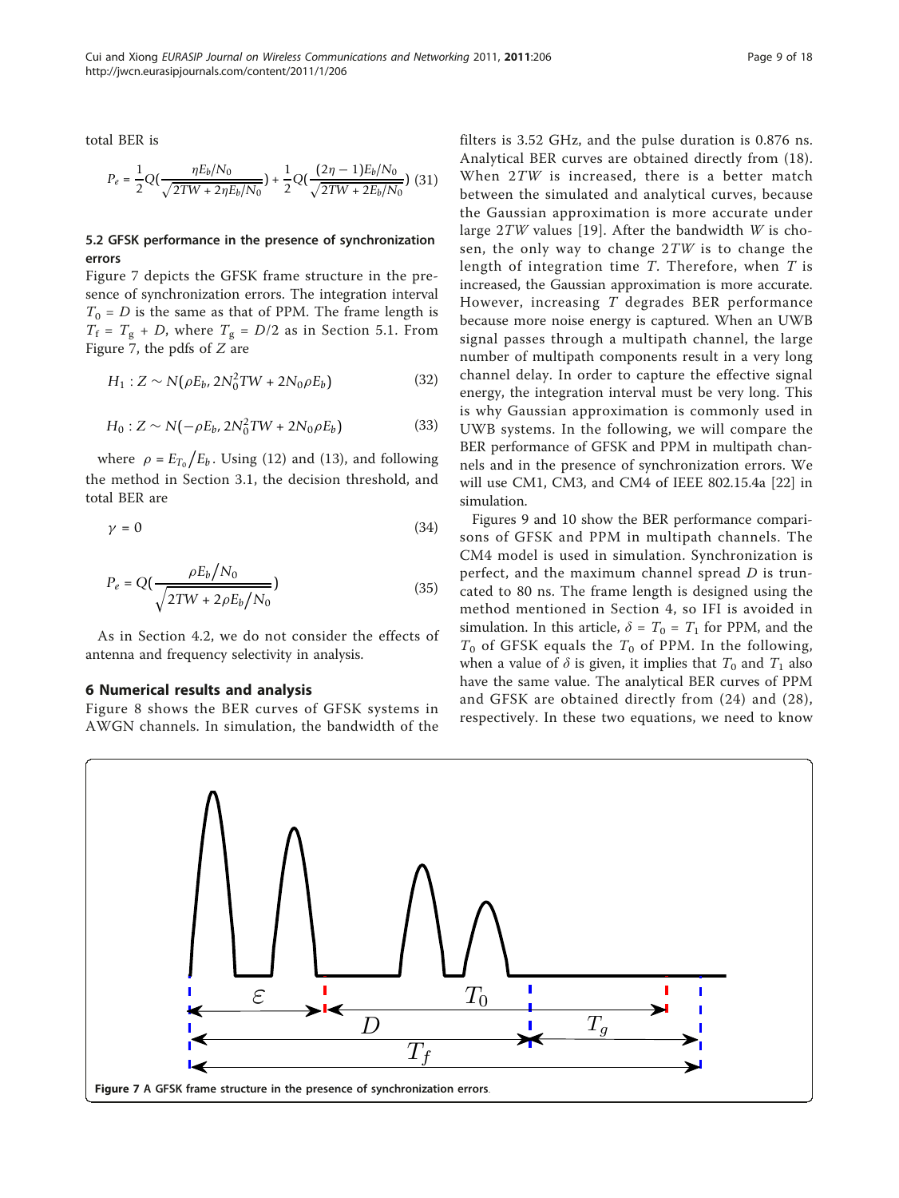total BER is

$$P_e = \frac{1}{2}Q(\frac{\eta E_b/N_0}{\sqrt{2TW + 2\eta E_b/N_0}}) + \frac{1}{2}Q(\frac{(2\eta - 1)E_b/N_0}{\sqrt{2TW + 2E_b/N_0}}) \quad (31)$$

### 5.2 GFSK performance in the presence of synchronization errors

Figure 7 depicts the GFSK frame structure in the presence of synchronization errors. The integration interval $T_0 = D$ is the same as that of PPM. The frame length is $T_f = T_g + D$, where $T_g = D/2$ as in Section 5.1. From Figure 7, the pdfs of $Z$ are

$$H_1 : Z \sim N(\rho E_b, 2N_0^2 TW + 2N_0 \rho E_b) \quad (32)$$

$$H_0 : Z \sim N(-\rho E_b, 2N_0^2 TW + 2N_0 \rho E_b) \quad (33)$$

where $\rho = E_{T_0}/E_b$. Using (12) and (13), and following the method in Section 3.1, the decision threshold, and total BER are

$$\gamma = 0 \quad (34)$$

$$P_e = Q(\frac{\rho E_b/N_0}{\sqrt{2TW + 2\rho E_b/N_0}}) \quad (35)$$

As in Section 4.2, we do not consider the effects of antenna and frequency selectivity in analysis.

## 6 Numerical results and analysis

Figure 8 shows the BER curves of GFSK systems in AWGN channels. In simulation, the bandwidth of the filters is 3.52 GHz, and the pulse duration is 0.876 ns. Analytical BER curves are obtained directly from (18). When $2TW$ is increased, there is a better match between the simulated and analytical curves, because the Gaussian approximation is more accurate under large $2TW$ values [19]. After the bandwidth $W$ is chosen, the only way to change $2TW$ is to change the length of integration time $T$. Therefore, when $T$ is increased, the Gaussian approximation is more accurate. However, increasing $T$ degrades BER performance because more noise energy is captured. When an UWB signal passes through a multipath channel, the large number of multipath components result in a very long channel delay. In order to capture the effective signal energy, the integration interval must be very long. This is why Gaussian approximation is commonly used in UWB systems. In the following, we will compare the BER performance of GFSK and PPM in multipath channels and in the presence of synchronization errors. We will use CM1, CM3, and CM4 of IEEE 802.15.4a [22] in simulation.

Figures 9 and 10 show the BER performance comparisons of GFSK and PPM in multipath channels. The CM4 model is used in simulation. Synchronization is perfect, and the maximum channel spread $D$ is truncated to 80 ns. The frame length is designed using the method mentioned in Section 4, so IFI is avoided in simulation. In this article, $\delta = T_0 = T_1$ for PPM, and the $T_0$ of GFSK equals the $T_0$ of PPM. In the following, when a value of $\delta$ is given, it implies that $T_0$ and $T_1$ also have the same value. The analytical BER curves of PPM and GFSK are obtained directly from (24) and (28), respectively. In these two equations, we need to know

**Figure 7** A GFSK frame structure in the presence of synchronization errors.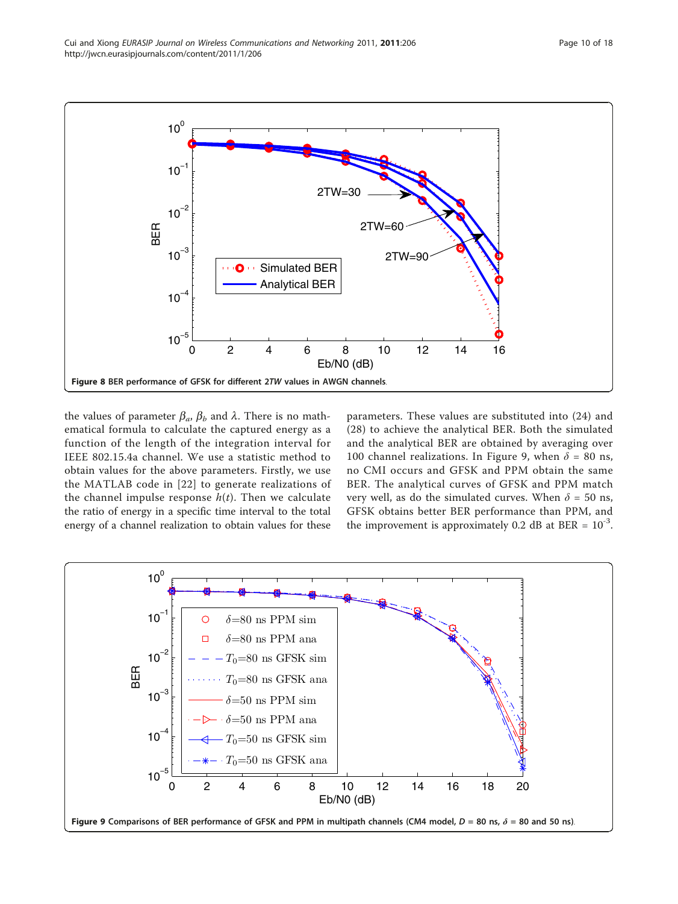Figure 8 BER performance of GFSK for different 2*TW* values in AWGN channels.

the values of parameter $\beta_a$, $\beta_b$ and $\lambda$. There is no mathematical formula to calculate the captured energy as a function of the length of the integration interval for IEEE 802.15.4a channel. We use a statistic method to obtain values for the above parameters. Firstly, we use the MATLAB code in [22] to generate realizations of the channel impulse response $h(t)$. Then we calculate the ratio of energy in a specific time interval to the total energy of a channel realization to obtain values for these parameters. These values are substituted into (24) and (28) to achieve the analytical BER. Both the simulated and the analytical BER are obtained by averaging over 100 channel realizations. In Figure 9, when $\delta$ = 80 ns, no CMI occurs and GFSK and PPM obtain the same BER. The analytical curves of GFSK and PPM match very well, as do the simulated curves. When $\delta$ = 50 ns, GFSK obtains better BER performance than PPM, and the improvement is approximately 0.2 dB at BER = $10^{-3}$.

Figure 9 Comparisons of BER performance of GFSK and PPM in multipath channels (CM4 model, $D$ = 80 ns, $\delta$ = 80 and 50 ns).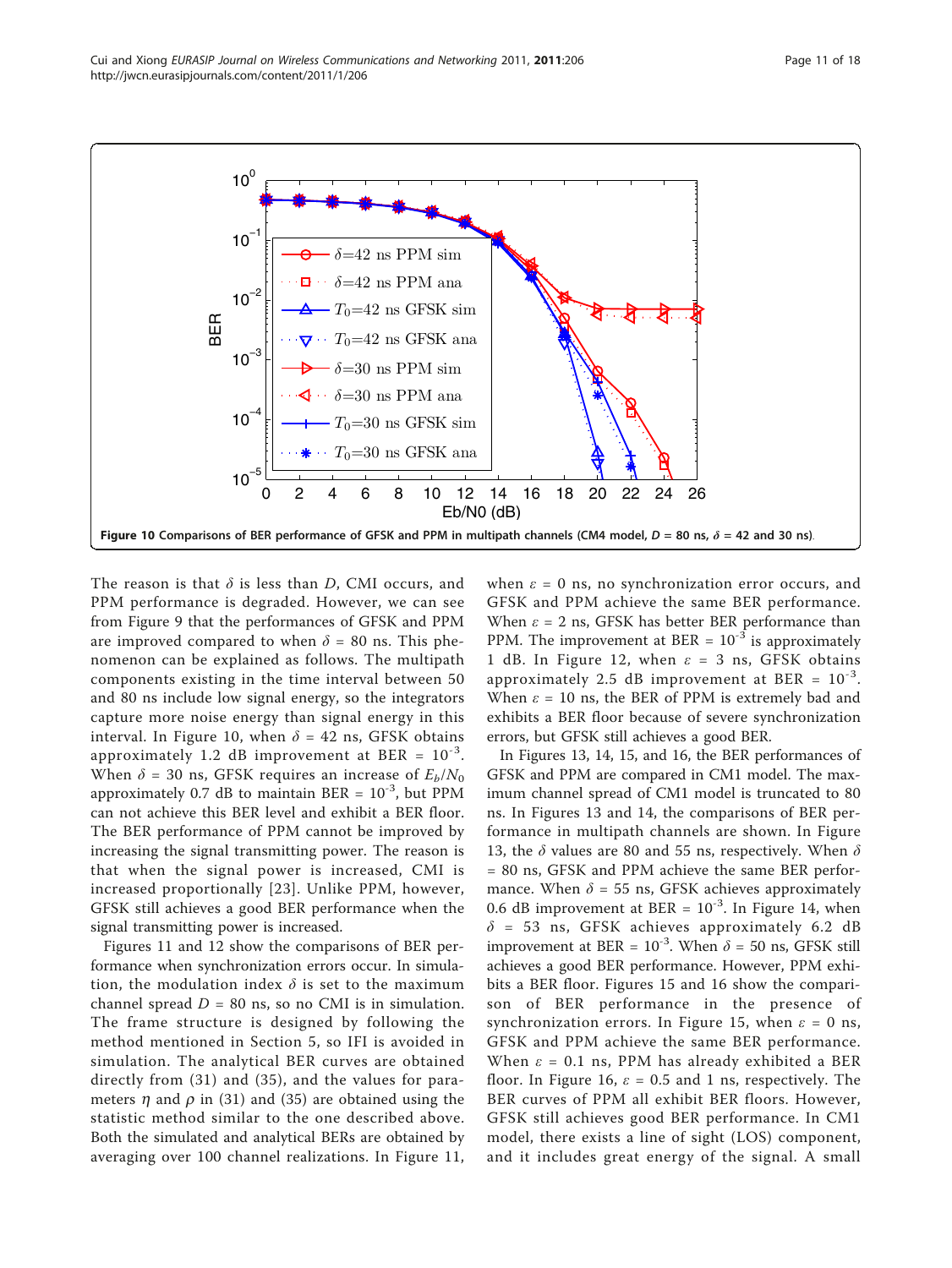**Figure 10 Comparisons of BER performance of GFSK and PPM in multipath channels (CM4 model, $D$ = 80 ns, $\delta$ = 42 and 30 ns).**

The reason is that $\delta$ is less than $D$, CMI occurs, and PPM performance is degraded. However, we can see from Figure 9 that the performances of GFSK and PPM are improved compared to when $\delta$ = 80 ns. This phenomenon can be explained as follows. The multipath components existing in the time interval between 50 and 80 ns include low signal energy, so the integrators capture more noise energy than signal energy in this interval. In Figure 10, when $\delta$ = 42 ns, GFSK obtains approximately 1.2 dB improvement at BER = $10^{-3}$. When $\delta$ = 30 ns, GFSK requires an increase of $E_b/N_0$ approximately 0.7 dB to maintain BER = $10^{-3}$, but PPM can not achieve this BER level and exhibit a BER floor. The BER performance of PPM cannot be improved by increasing the signal transmitting power. The reason is that when the signal power is increased, CMI is increased proportionally [23]. Unlike PPM, however, GFSK still achieves a good BER performance when the signal transmitting power is increased.

Figures 11 and 12 show the comparisons of BER performance when synchronization errors occur. In simulation, the modulation index $\delta$ is set to the maximum channel spread $D$ = 80 ns, so no CMI is in simulation. The frame structure is designed by following the method mentioned in Section 5, so IFI is avoided in simulation. The analytical BER curves are obtained directly from (31) and (35), and the values for parameters $\eta$ and $\rho$ in (31) and (35) are obtained using the statistic method similar to the one described above. Both the simulated and analytical BERs are obtained by averaging over 100 channel realizations. In Figure 11, when $\varepsilon$ = 0 ns, no synchronization error occurs, and GFSK and PPM achieve the same BER performance. When $\varepsilon$ = 2 ns, GFSK has better BER performance than PPM. The improvement at BER = $10^{-3}$ is approximately 1 dB. In Figure 12, when $\varepsilon$ = 3 ns, GFSK obtains approximately 2.5 dB improvement at BER = $10^{-3}$. When $\varepsilon$ = 10 ns, the BER of PPM is extremely bad and exhibits a BER floor because of severe synchronization errors, but GFSK still achieves a good BER.

In Figures 13, 14, 15, and 16, the BER performances of GFSK and PPM are compared in CM1 model. The maximum channel spread of CM1 model is truncated to 80 ns. In Figures 13 and 14, the comparisons of BER performance in multipath channels are shown. In Figure 13, the $\delta$ values are 80 and 55 ns, respectively. When $\delta$ = 80 ns, GFSK and PPM achieve the same BER performance. When $\delta$ = 55 ns, GFSK achieves approximately 0.6 dB improvement at BER = $10^{-3}$. In Figure 14, when $\delta$ = 53 ns, GFSK achieves approximately 6.2 dB improvement at BER = $10^{-3}$. When $\delta$ = 50 ns, GFSK still achieves a good BER performance. However, PPM exhibits a BER floor. Figures 15 and 16 show the comparison of BER performance in the presence of synchronization errors. In Figure 15, when $\varepsilon$ = 0 ns, GFSK and PPM achieve the same BER performance. When $\varepsilon$ = 0.1 ns, PPM has already exhibited a BER floor. In Figure 16, $\varepsilon$ = 0.5 and 1 ns, respectively. The BER curves of PPM all exhibit BER floors. However, GFSK still achieves good BER performance. In CM1 model, there exists a line of sight (LOS) component, and it includes great energy of the signal. A small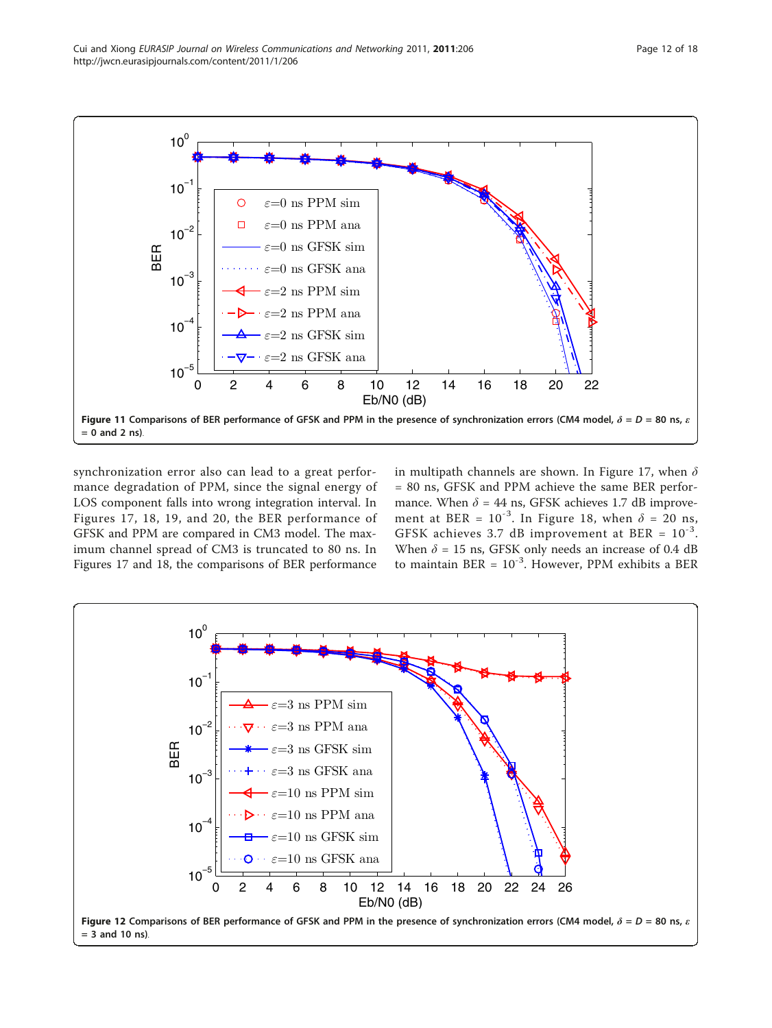**Figure 11 Comparisons of BER performance of GFSK and PPM in the presence of synchronization errors (CM4 model, $\delta = D = 80$ ns, $\varepsilon = 0$ and 2 ns).**

synchronization error also can lead to a great performance degradation of PPM, since the signal energy of LOS component falls into wrong integration interval. In Figures 17, 18, 19, and 20, the BER performance of GFSK and PPM are compared in CM3 model. The maximum channel spread of CM3 is truncated to 80 ns. In Figures 17 and 18, the comparisons of BER performance in multipath channels are shown. In Figure 17, when $\delta = 80$ ns, GFSK and PPM achieve the same BER performance. When $\delta = 44$ ns, GFSK achieves 1.7 dB improvement at BER = $10^{-3}$. In Figure 18, when $\delta = 20$ ns, GFSK achieves 3.7 dB improvement at BER = $10^{-3}$. When $\delta = 15$ ns, GFSK only needs an increase of 0.4 dB to maintain BER = $10^{-3}$. However, PPM exhibits a BER

**Figure 12 Comparisons of BER performance of GFSK and PPM in the presence of synchronization errors (CM4 model, $\delta = D = 80$ ns, $\varepsilon = 3$ and 10 ns).**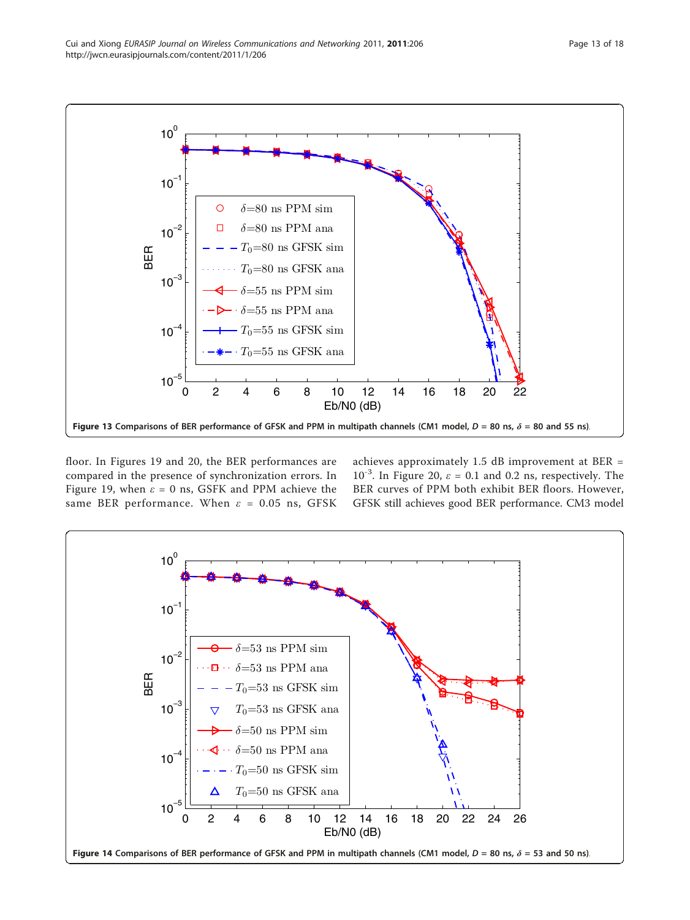Figure 13 Comparisons of BER performance of GFSK and PPM in multipath channels (CM1 model, $D$ = 80 ns, $\delta$ = 80 and 55 ns).

floor. In Figures 19 and 20, the BER performances are compared in the presence of synchronization errors. In Figure 19, when $\varepsilon$ = 0 ns, GSFK and PPM achieve the same BER performance. When $\varepsilon$ = 0.05 ns, GFSK achieves approximately 1.5 dB improvement at BER = $10^{-3}$. In Figure 20, $\varepsilon$ = 0.1 and 0.2 ns, respectively. The BER curves of PPM both exhibit BER floors. However, GFSK still achieves good BER performance. CM3 model

Figure 14 Comparisons of BER performance of GFSK and PPM in multipath channels (CM1 model, $D$ = 80 ns, $\delta$ = 53 and 50 ns).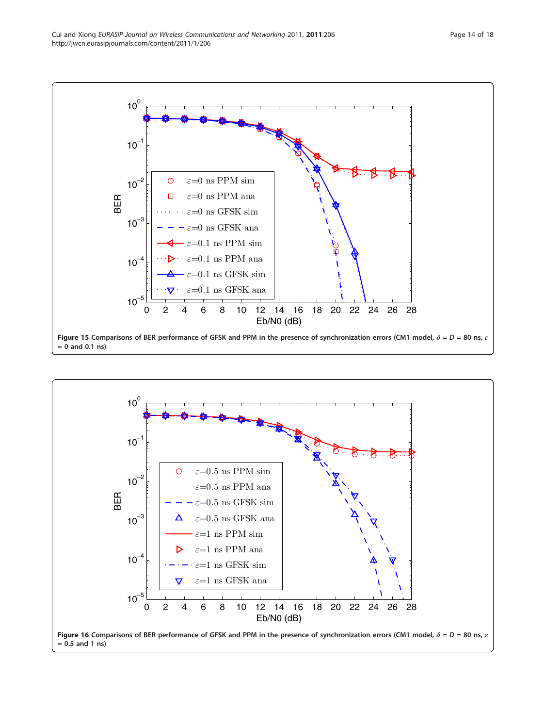**Figure 15 Comparisons of BER performance of GFSK and PPM in the presence of synchronization errors (CM1 model, $\delta$ = $D$ = 80 ns, $\varepsilon$ = 0 and 0.1 ns).**

**Figure 16 Comparisons of BER performance of GFSK and PPM in the presence of synchronization errors (CM1 model, $\delta$ = $D$ = 80 ns, $\varepsilon$ = 0.5 and 1 ns).**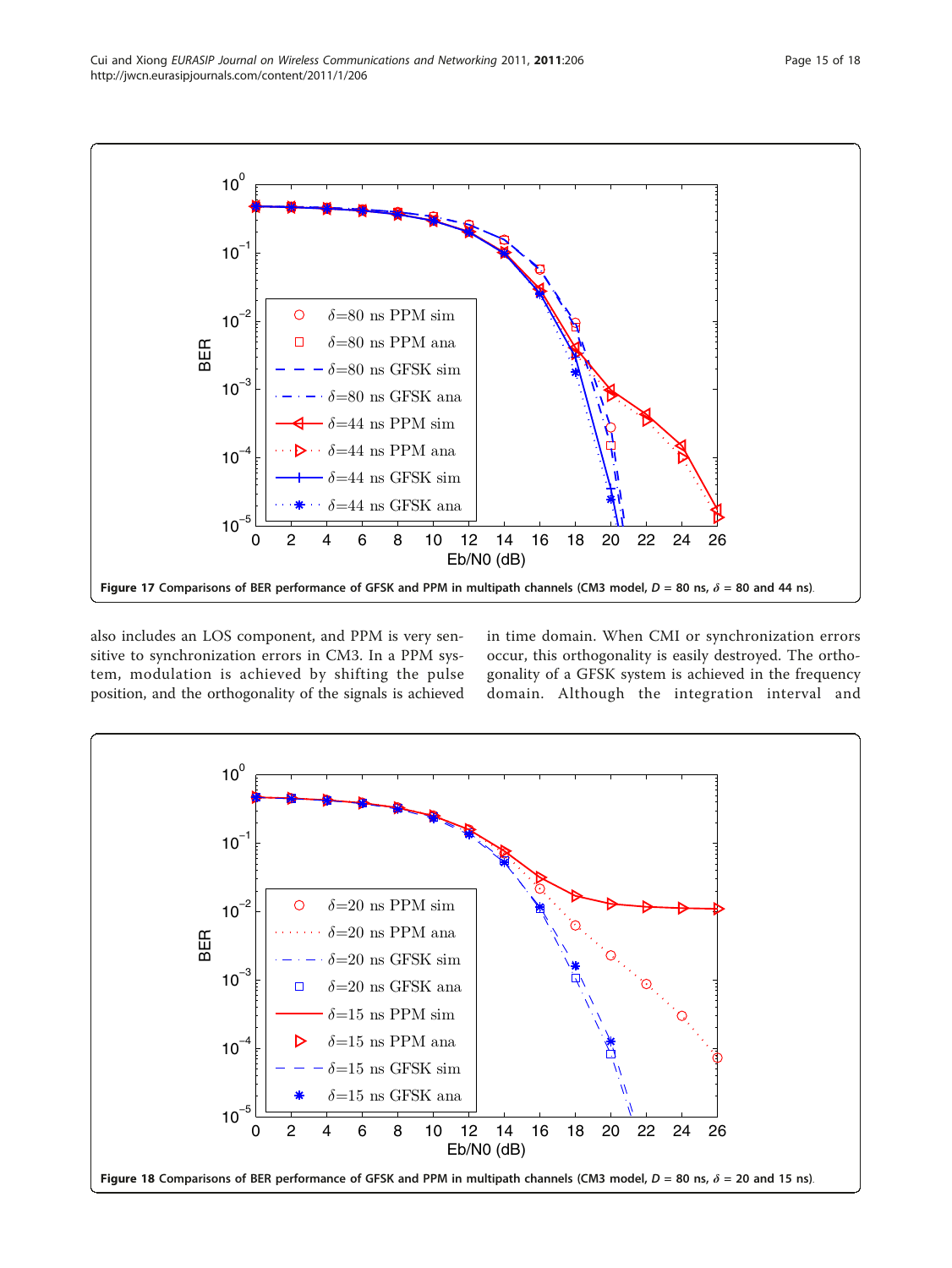Figure 17 Comparisons of BER performance of GFSK and PPM in multipath channels (CM3 model, $D$ = 80 ns, $\delta$ = 80 and 44 ns).

also includes an LOS component, and PPM is very sensitive to synchronization errors in CM3. In a PPM system, modulation is achieved by shifting the pulse position, and the orthogonality of the signals is achieved in time domain. When CMI or synchronization errors occur, this orthogonality is easily destroyed. The orthogonality of a GFSK system is achieved in the frequency domain. Although the integration interval and

Figure 18 Comparisons of BER performance of GFSK and PPM in multipath channels (CM3 model, $D$ = 80 ns, $\delta$ = 20 and 15 ns).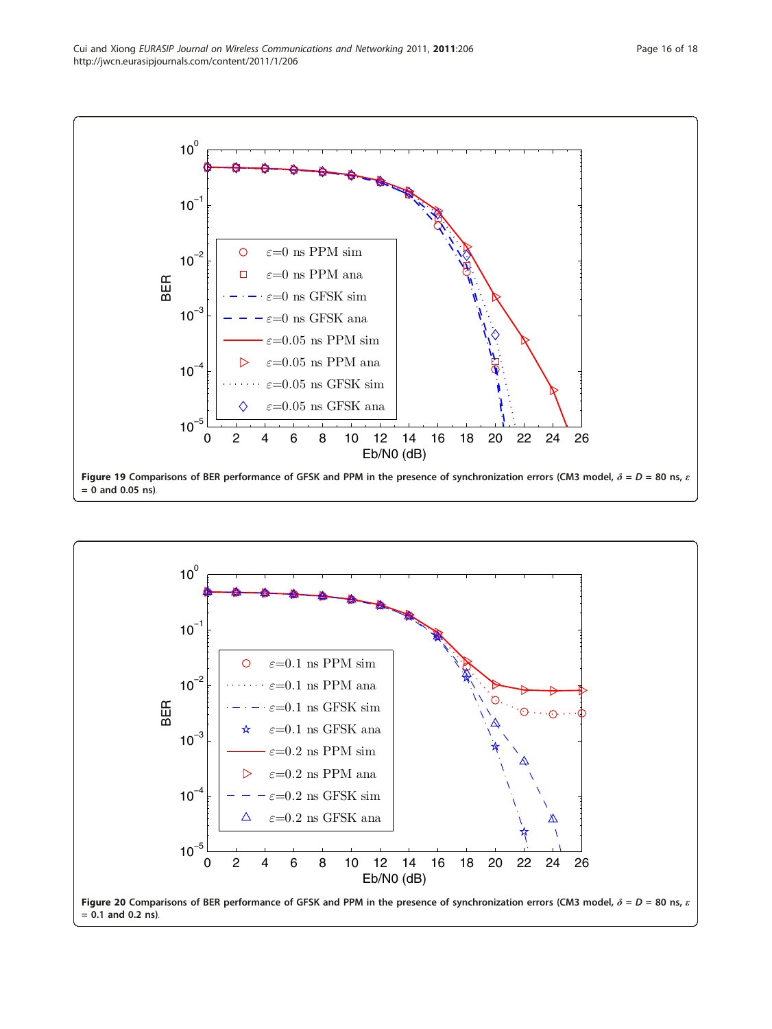**Figure 19 Comparisons of BER performance of GFSK and PPM in the presence of synchronization errors (CM3 model, $\delta$ = $D$ = 80 ns, $\varepsilon$ = 0 and 0.05 ns).**

**Figure 20 Comparisons of BER performance of GFSK and PPM in the presence of synchronization errors (CM3 model, $\delta$ = $D$ = 80 ns, $\varepsilon$ = 0.1 and 0.2 ns).**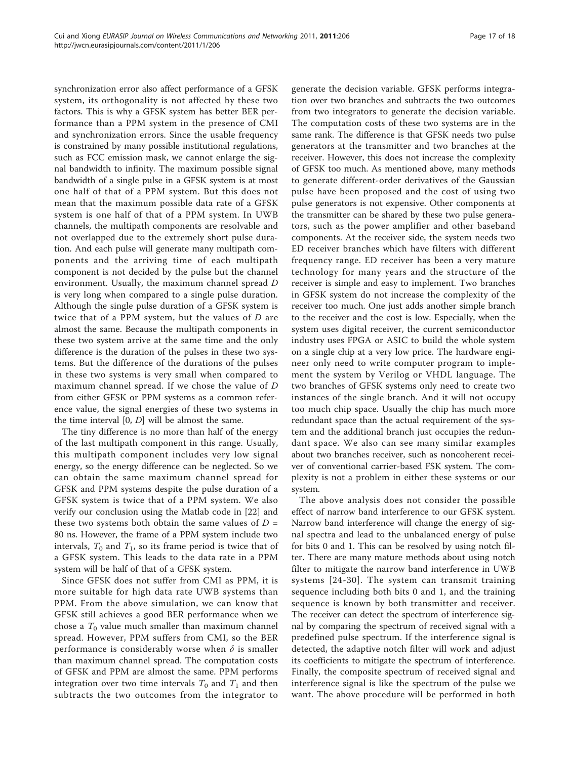synchronization error also affect performance of a GFSK system, its orthogonality is not affected by these two factors. This is why a GFSK system has better BER performance than a PPM system in the presence of CMI and synchronization errors. Since the usable frequency is constrained by many possible institutional regulations, such as FCC emission mask, we cannot enlarge the signal bandwidth to infinity. The maximum possible signal bandwidth of a single pulse in a GFSK system is at most one half of that of a PPM system. But this does not mean that the maximum possible data rate of a GFSK system is one half of that of a PPM system. In UWB channels, the multipath components are resolvable and not overlapped due to the extremely short pulse duration. And each pulse will generate many multipath components and the arriving time of each multipath component is not decided by the pulse but the channel environment. Usually, the maximum channel spread $D$ is very long when compared to a single pulse duration. Although the single pulse duration of a GFSK system is twice that of a PPM system, but the values of $D$ are almost the same. Because the multipath components in these two system arrive at the same time and the only difference is the duration of the pulses in these two systems. But the difference of the durations of the pulses in these two systems is very small when compared to maximum channel spread. If we chose the value of $D$ from either GFSK or PPM systems as a common reference value, the signal energies of these two systems in the time interval $[0, D]$ will be almost the same.

The tiny difference is no more than half of the energy of the last multipath component in this range. Usually, this multipath component includes very low signal energy, so the energy difference can be neglected. So we can obtain the same maximum channel spread for GFSK and PPM systems despite the pulse duration of a GFSK system is twice that of a PPM system. We also verify our conclusion using the Matlab code in [22] and these two systems both obtain the same values of $D$ = 80 ns. However, the frame of a PPM system include two intervals, $T_0$ and $T_1$, so its frame period is twice that of a GFSK system. This leads to the data rate in a PPM system will be half of that of a GFSK system.

Since GFSK does not suffer from CMI as PPM, it is more suitable for high data rate UWB systems than PPM. From the above simulation, we can know that GFSK still achieves a good BER performance when we chose a $T_0$ value much smaller than maximum channel spread. However, PPM suffers from CMI, so the BER performance is considerably worse when $\delta$ is smaller than maximum channel spread. The computation costs of GFSK and PPM are almost the same. PPM performs integration over two time intervals $T_0$ and $T_1$ and then subtracts the two outcomes from the integrator to generate the decision variable. GFSK performs integration over two branches and subtracts the two outcomes from two integrators to generate the decision variable. The computation costs of these two systems are in the same rank. The difference is that GFSK needs two pulse generators at the transmitter and two branches at the receiver. However, this does not increase the complexity of GFSK too much. As mentioned above, many methods to generate different-order derivatives of the Gaussian pulse have been proposed and the cost of using two pulse generators is not expensive. Other components at the transmitter can be shared by these two pulse generators, such as the power amplifier and other baseband components. At the receiver side, the system needs two ED receiver branches which have filters with different frequency range. ED receiver has been a very mature technology for many years and the structure of the receiver is simple and easy to implement. Two branches in GFSK system do not increase the complexity of the receiver too much. One just adds another simple branch to the receiver and the cost is low. Especially, when the system uses digital receiver, the current semiconductor industry uses FPGA or ASIC to build the whole system on a single chip at a very low price. The hardware engineer only need to write computer program to implement the system by Verilog or VHDL language. The two branches of GFSK systems only need to create two instances of the single branch. And it will not occupy too much chip space. Usually the chip has much more redundant space than the actual requirement of the system and the additional branch just occupies the redundant space. We also can see many similar examples about two branches receiver, such as noncoherent receiver of conventional carrier-based FSK system. The complexity is not a problem in either these systems or our system.

The above analysis does not consider the possible effect of narrow band interference to our GFSK system. Narrow band interference will change the energy of signal spectra and lead to the unbalanced energy of pulse for bits 0 and 1. This can be resolved by using notch filter. There are many mature methods about using notch filter to mitigate the narrow band interference in UWB systems [24-30]. The system can transmit training sequence including both bits 0 and 1, and the training sequence is known by both transmitter and receiver. The receiver can detect the spectrum of interference signal by comparing the spectrum of received signal with a predefined pulse spectrum. If the interference signal is detected, the adaptive notch filter will work and adjust its coefficients to mitigate the spectrum of interference. Finally, the composite spectrum of received signal and interference signal is like the spectrum of the pulse we want. The above procedure will be performed in both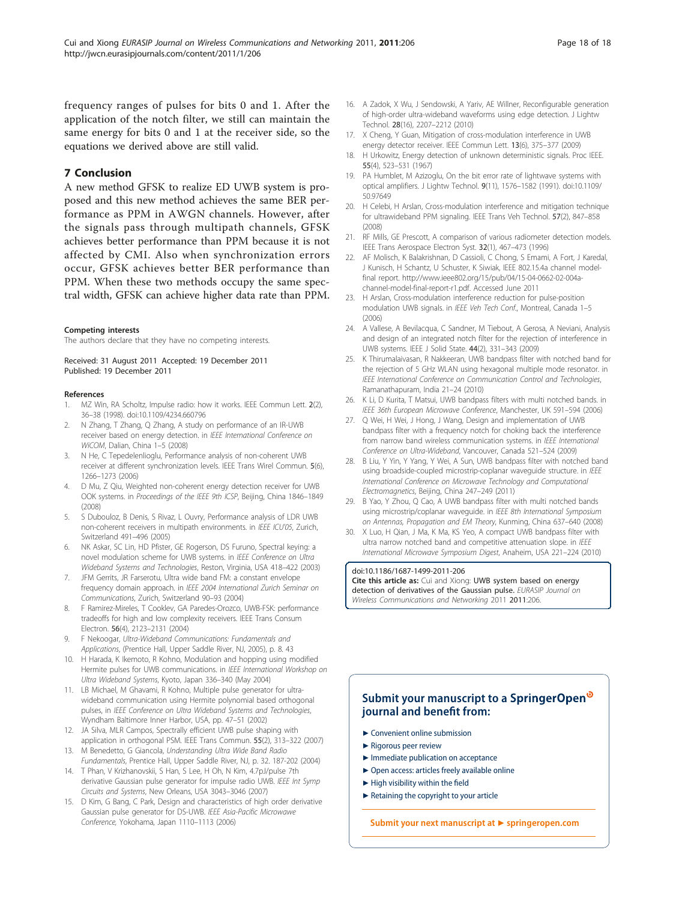frequency ranges of pulses for bits 0 and 1. After the application of the notch filter, we still can maintain the same energy for bits 0 and 1 at the receiver side, so the equations we derived above are still valid.

## 7 Conclusion

A new method GFSK to realize ED UWB system is proposed and this new method achieves the same BER performance as PPM in AWGN channels. However, after the signals pass through multipath channels, GFSK achieves better performance than PPM because it is not affected by CMI. Also when synchronization errors occur, GFSK achieves better BER performance than PPM. When these two methods occupy the same spectral width, GFSK can achieve higher data rate than PPM.

#### Competing interests

The authors declare that they have no competing interests.

Received: 31 August 2011 Accepted: 19 December 2011
Published: 19 December 2011

#### References

1. MZ Win, RA Scholtz, Impulse radio: how it works. IEEE Commun Lett. **2**(2), 36–38 (1998). doi:10.1109/4234.660796
2. N Zhang, T Zhang, Q Zhang, A study on performance of an IR-UWB receiver based on energy detection. in *IEEE International Conference on WiCOM*, Dalian, China 1–5 (2008)
3. N He, C Tepedelenlioglu, Performance analysis of non-coherent UWB receiver at different synchronization levels. IEEE Trans Wirel Commun. **5**(6), 1266–1273 (2006)
4. D Mu, Z Qiu, Weighted non-coherent energy detection receiver for UWB OOK systems. in *Proceedings of the IEEE 9th ICSP*, Beijing, China 1846–1849 (2008)
5. S Dubouloz, B Denis, S Rivaz, L Ouvry, Performance analysis of LDR UWB non-coherent receivers in multipath environments. in *IEEE ICU'05*, Zurich, Switzerland 491–496 (2005)
6. NK Askar, SC Lin, HD Pfister, GE Rogerson, DS Furuno, Spectral keying: a novel modulation scheme for UWB systems. in *IEEE Conference on Ultra Wideband Systems and Technologies*, Reston, Virginia, USA 418–422 (2003)
7. JFM Gerrits, JR Farserotu, Ultra wide band FM: a constant envelope frequency domain approach. in *IEEE 2004 International Zurich Seminar on Communications*, Zurich, Switzerland 90–93 (2004)
8. F Ramirez-Mireles, T Cooklev, GA Paredes-Orozco, UWB-FSK: performance tradeoffs for high and low complexity receivers. IEEE Trans Consum Electron. **56**(4), 2123–2131 (2004)
9. F Nekoogar, *Ultra-Wideband Communications: Fundamentals and Applications*, (Prentice Hall, Upper Saddle River, NJ, 2005), p. 8. 43
10. H Harada, K Ikemoto, R Kohno, Modulation and hopping using modified Hermite pulses for UWB communications. in *IEEE International Workshop on Ultra Wideband Systems*, Kyoto, Japan 336–340 (May 2004)
11. LB Michael, M Ghavami, R Kohno, Multiple pulse generator for ultra-wideband communication using Hermite polynomial based orthogonal pulses, in *IEEE Conference on Ultra Wideband Systems and Technologies*, Wyndham Baltimore Inner Harbor, USA, pp. 47–51 (2002)
12. JA Silva, MLR Campos, Spectrally efficient UWB pulse shaping with application in orthogonal PSM. IEEE Trans Commun. **55**(2), 313–322 (2007)
13. M Benedetto, G Giancola, *Understanding Ultra Wide Band Radio Fundamentals*, Prentice Hall, Upper Saddle River, NJ, p. 32. 187-202 (2004)
14. T Phan, V Krizhanovskii, S Han, S Lee, H Oh, N Kim, 4.7pJ/pulse 7th derivative Gaussian pulse generator for impulse radio UWB. *IEEE Int Symp Circuits and Systems*, New Orleans, USA 3043–3046 (2007)
15. D Kim, G Bang, C Park, Design and characteristics of high order derivative Gaussian pulse generator for DS-UWB. *IEEE Asia-Pacific Microwawe Conference*, Yokohama, Japan 1110–1113 (2006)
16. A Zadok, X Wu, J Sendowski, A Yariv, AE Willner, Reconfigurable generation of high-order ultra-wideband waveforms using edge detection. J Lightw Technol. **28**(16), 2207–2212 (2010)
17. X Cheng, Y Guan, Mitigation of cross-modulation interference in UWB energy detector receiver. IEEE Commun Lett. **13**(6), 375–377 (2009)
18. H Urkowitz, Energy detection of unknown deterministic signals. Proc IEEE. **55**(4), 523–531 (1967)
19. PA Humblet, M Azizoglu, On the bit error rate of lightwave systems with optical amplifiers. J Lightw Technol. **9**(11), 1576–1582 (1991). doi:10.1109/50.97649
20. H Celebi, H Arslan, Cross-modulation interference and mitigation technique for ultrawideband PPM signaling. IEEE Trans Veh Technol. **57**(2), 847–858 (2008)
21. RF Mills, GE Prescott, A comparison of various radiometer detection models. IEEE Trans Aerospace Electron Syst. **32**(1), 467–473 (1996)
22. AF Molisch, K Balakrishnan, D Cassioli, C Chong, S Emami, A Fort, J Karedal, J Kunisch, H Schantz, U Schuster, K Siwiak, IEEE 802.15.4a channel model-final report. http://www.ieee802.org/15/pub/04/15-04-0662-02-004a-channel-model-final-report-r1.pdf. Accessed June 2011
23. H Arslan, Cross-modulation interference reduction for pulse-position modulation UWB signals. in *IEEE Veh Tech Conf.*, Montreal, Canada 1–5 (2006)
24. A Vallese, A Bevilacqua, C Sandner, M Tiebout, A Gerosa, A Neviani, Analysis and design of an integrated notch filter for the rejection of interference in UWB systems. IEEE J Solid State. **44**(2), 331–343 (2009)
25. K Thirumalaivasan, R Nakkeeran, UWB bandpass filter with notched band for the rejection of 5 GHz WLAN using hexagonal multiple mode resonator. in *IEEE International Conference on Communication Control and Technologies*, Ramanathapuram, India 21–24 (2010)
26. K Li, D Kurita, T Matsui, UWB bandpass filters with multi notched bands. in *IEEE 36th European Microwave Conference*, Manchester, UK 591–594 (2006)
27. Q Wei, H Wei, J Hong, J Wang, Design and implementation of UWB bandpass filter with a frequency notch for choking back the interference from narrow band wireless communication systems. in *IEEE International Conference on Ultra-Wideband*, Vancouver, Canada 521–524 (2009)
28. B Liu, Y Yin, Y Yang, Y Wei, A Sun, UWB bandpass filter with notched band using broadside-coupled microstrip-coplanar waveguide structure. in *IEEE International Conference on Microwave Technology and Computational Electromagnetics*, Beijing, China 247–249 (2011)
29. B Yao, Y Zhou, Q Cao, A UWB bandpass filter with multi notched bands using microstrip/coplanar waveguide. in *IEEE 8th International Symposium on Antennas, Propagation and EM Theory*, Kunming, China 637–640 (2008)
30. X Luo, H Qian, J Ma, K Ma, KS Yeo, A compact UWB bandpass filter with ultra narrow notched band and competitive attenuation slope. in *IEEE International Microwave Symposium Digest*, Anaheim, USA 221–224 (2010)

doi:10.1186/1687-1499-2011-206
**Cite this article as:** Cui and Xiong: **UWB system based on energy detection of derivatives of the Gaussian pulse.** *EURASIP Journal on Wireless Communications and Networking* 2011 **2011**:206.

**Submit your manuscript to a SpringerOpen journal and benefit from:**

- ► Convenient online submission
- ► Rigorous peer review
- ► Immediate publication on acceptance
- ► Open access: articles freely available online
- ► High visibility within the field
- ► Retaining the copyright to your article

**Submit your next manuscript at ► springeropen.com**